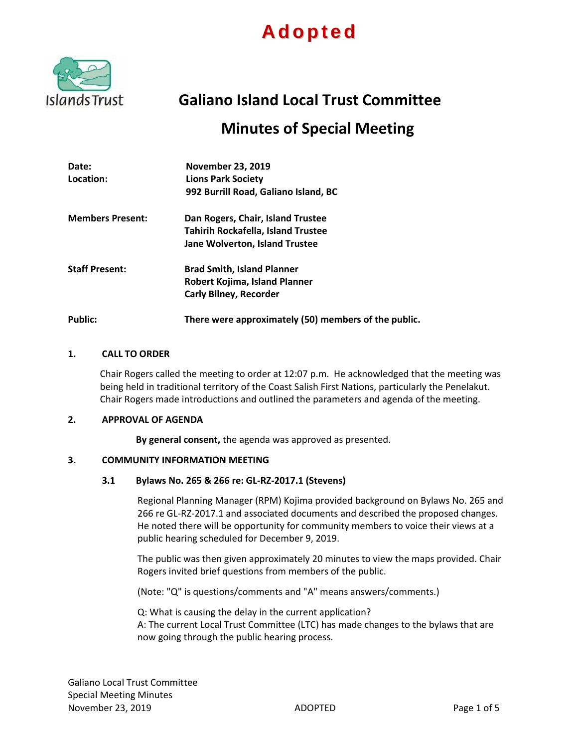# Adopted

## Galiano Island Local Trust Committee

## Minutes of Special Meeting

**Date:** November 23, 2019
**Location:** Lions Park Society
992 Burrill Road, Galiano Island, BC

**Members Present:** Dan Rogers, Chair, Island Trustee
Tahirih Rockafella, Island Trustee
Jane Wolverton, Island Trustee

**Staff Present:** Brad Smith, Island Planner
Robert Kojima, Island Planner
Carly Bilney, Recorder

**Public:** There were approximately (50) members of the public.

### 1. CALL TO ORDER

Chair Rogers called the meeting to order at 12:07 p.m. He acknowledged that the meeting was being held in traditional territory of the Coast Salish First Nations, particularly the Penelakut. Chair Rogers made introductions and outlined the parameters and agenda of the meeting.

### 2. APPROVAL OF AGENDA

**By general consent,** the agenda was approved as presented.

### 3. COMMUNITY INFORMATION MEETING

#### 3.1 Bylaws No. 265 & 266 re: GL-RZ-2017.1 (Stevens)

Regional Planning Manager (RPM) Kojima provided background on Bylaws No. 265 and 266 re GL-RZ-2017.1 and associated documents and described the proposed changes. He noted there will be opportunity for community members to voice their views at a public hearing scheduled for December 9, 2019.

The public was then given approximately 20 minutes to view the maps provided. Chair Rogers invited brief questions from members of the public.

(Note: "Q" is questions/comments and "A" means answers/comments.)

Q: What is causing the delay in the current application?
A: The current Local Trust Committee (LTC) has made changes to the bylaws that are now going through the public hearing process.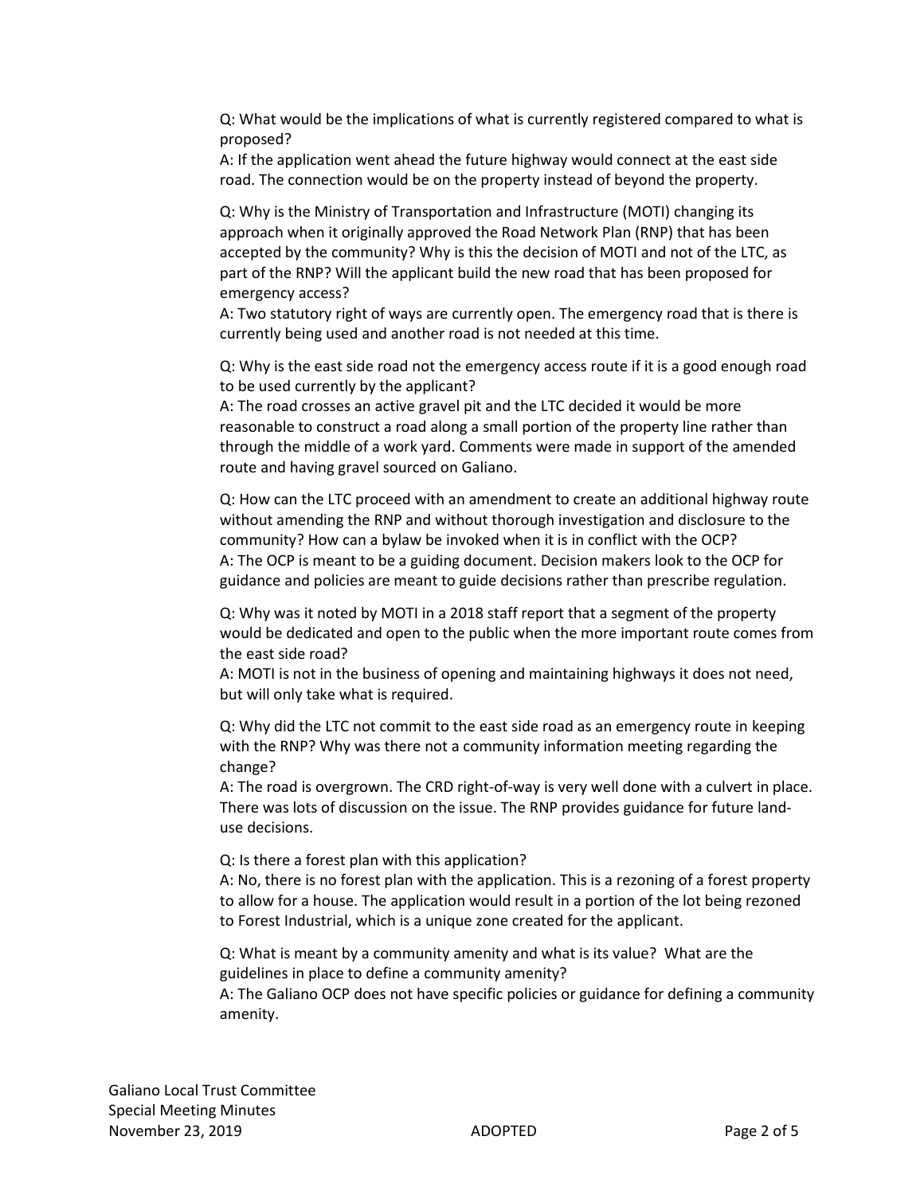Q: What would be the implications of what is currently registered compared to what is proposed?
A: If the application went ahead the future highway would connect at the east side road. The connection would be on the property instead of beyond the property.

Q: Why is the Ministry of Transportation and Infrastructure (MOTI) changing its approach when it originally approved the Road Network Plan (RNP) that has been accepted by the community? Why is this the decision of MOTI and not of the LTC, as part of the RNP? Will the applicant build the new road that has been proposed for emergency access?
A: Two statutory right of ways are currently open. The emergency road that is there is currently being used and another road is not needed at this time.

Q: Why is the east side road not the emergency access route if it is a good enough road to be used currently by the applicant?
A: The road crosses an active gravel pit and the LTC decided it would be more reasonable to construct a road along a small portion of the property line rather than through the middle of a work yard. Comments were made in support of the amended route and having gravel sourced on Galiano.

Q: How can the LTC proceed with an amendment to create an additional highway route without amending the RNP and without thorough investigation and disclosure to the community? How can a bylaw be invoked when it is in conflict with the OCP?
A: The OCP is meant to be a guiding document. Decision makers look to the OCP for guidance and policies are meant to guide decisions rather than prescribe regulation.

Q: Why was it noted by MOTI in a 2018 staff report that a segment of the property would be dedicated and open to the public when the more important route comes from the east side road?
A: MOTI is not in the business of opening and maintaining highways it does not need, but will only take what is required.

Q: Why did the LTC not commit to the east side road as an emergency route in keeping with the RNP? Why was there not a community information meeting regarding the change?
A: The road is overgrown. The CRD right-of-way is very well done with a culvert in place. There was lots of discussion on the issue. The RNP provides guidance for future land-use decisions.

Q: Is there a forest plan with this application?
A: No, there is no forest plan with the application. This is a rezoning of a forest property to allow for a house. The application would result in a portion of the lot being rezoned to Forest Industrial, which is a unique zone created for the applicant.

Q: What is meant by a community amenity and what is its value? What are the guidelines in place to define a community amenity?
A: The Galiano OCP does not have specific policies or guidance for defining a community amenity.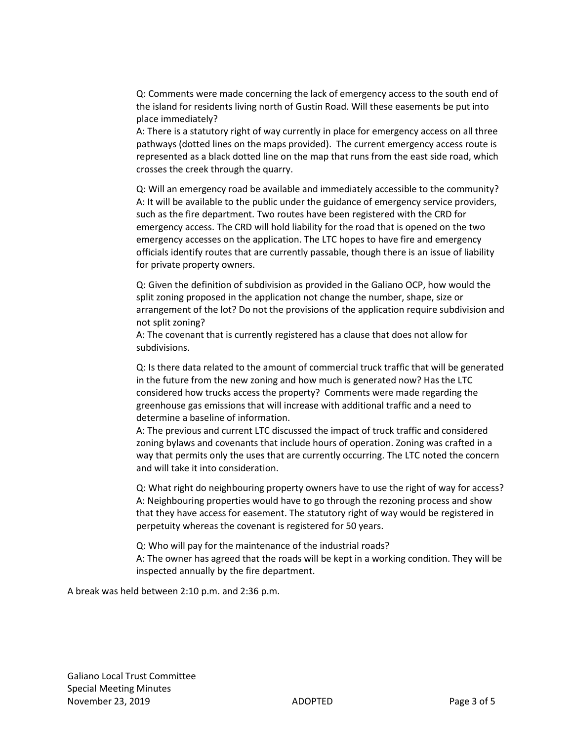Q: Comments were made concerning the lack of emergency access to the south end of the island for residents living north of Gustin Road. Will these easements be put into place immediately?
A: There is a statutory right of way currently in place for emergency access on all three pathways (dotted lines on the maps provided). The current emergency access route is represented as a black dotted line on the map that runs from the east side road, which crosses the creek through the quarry.

Q: Will an emergency road be available and immediately accessible to the community?
A: It will be available to the public under the guidance of emergency service providers, such as the fire department. Two routes have been registered with the CRD for emergency access. The CRD will hold liability for the road that is opened on the two emergency accesses on the application. The LTC hopes to have fire and emergency officials identify routes that are currently passable, though there is an issue of liability for private property owners.

Q: Given the definition of subdivision as provided in the Galiano OCP, how would the split zoning proposed in the application not change the number, shape, size or arrangement of the lot? Do not the provisions of the application require subdivision and not split zoning?
A: The covenant that is currently registered has a clause that does not allow for subdivisions.

Q: Is there data related to the amount of commercial truck traffic that will be generated in the future from the new zoning and how much is generated now? Has the LTC considered how trucks access the property? Comments were made regarding the greenhouse gas emissions that will increase with additional traffic and a need to determine a baseline of information.
A: The previous and current LTC discussed the impact of truck traffic and considered zoning bylaws and covenants that include hours of operation. Zoning was crafted in a way that permits only the uses that are currently occurring. The LTC noted the concern and will take it into consideration.

Q: What right do neighbouring property owners have to use the right of way for access?
A: Neighbouring properties would have to go through the rezoning process and show that they have access for easement. The statutory right of way would be registered in perpetuity whereas the covenant is registered for 50 years.

Q: Who will pay for the maintenance of the industrial roads?
A: The owner has agreed that the roads will be kept in a working condition. They will be inspected annually by the fire department.

A break was held between 2:10 p.m. and 2:36 p.m.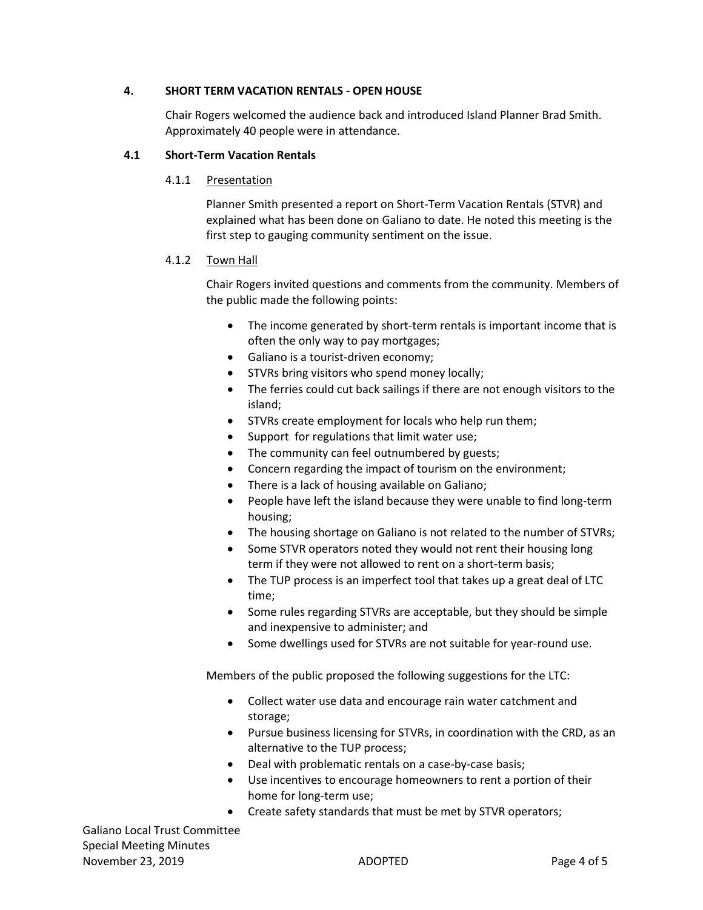## 4. SHORT TERM VACATION RENTALS - OPEN HOUSE

Chair Rogers welcomed the audience back and introduced Island Planner Brad Smith. Approximately 40 people were in attendance.

### 4.1 Short-Term Vacation Rentals

#### 4.1.1 Presentation

Planner Smith presented a report on Short-Term Vacation Rentals (STVR) and explained what has been done on Galiano to date. He noted this meeting is the first step to gauging community sentiment on the issue.

#### 4.1.2 Town Hall

Chair Rogers invited questions and comments from the community. Members of the public made the following points:

- The income generated by short-term rentals is important income that is often the only way to pay mortgages;
- Galiano is a tourist-driven economy;
- STVRs bring visitors who spend money locally;
- The ferries could cut back sailings if there are not enough visitors to the island;
- STVRs create employment for locals who help run them;
- Support for regulations that limit water use;
- The community can feel outnumbered by guests;
- Concern regarding the impact of tourism on the environment;
- There is a lack of housing available on Galiano;
- People have left the island because they were unable to find long-term housing;
- The housing shortage on Galiano is not related to the number of STVRs;
- Some STVR operators noted they would not rent their housing long term if they were not allowed to rent on a short-term basis;
- The TUP process is an imperfect tool that takes up a great deal of LTC time;
- Some rules regarding STVRs are acceptable, but they should be simple and inexpensive to administer; and
- Some dwellings used for STVRs are not suitable for year-round use.

Members of the public proposed the following suggestions for the LTC:

- Collect water use data and encourage rain water catchment and storage;
- Pursue business licensing for STVRs, in coordination with the CRD, as an alternative to the TUP process;
- Deal with problematic rentals on a case-by-case basis;
- Use incentives to encourage homeowners to rent a portion of their home for long-term use;
- Create safety standards that must be met by STVR operators;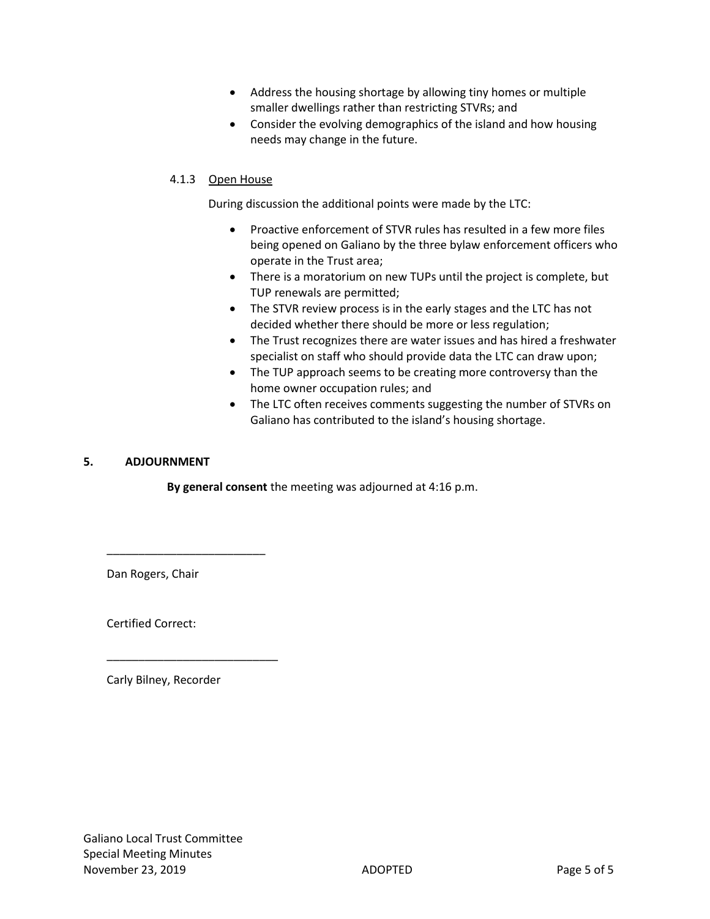- Address the housing shortage by allowing tiny homes or multiple smaller dwellings rather than restricting STVRs; and
- Consider the evolving demographics of the island and how housing needs may change in the future.

#### 4.1.3 Open House

During discussion the additional points were made by the LTC:

- Proactive enforcement of STVR rules has resulted in a few more files being opened on Galiano by the three bylaw enforcement officers who operate in the Trust area;
- There is a moratorium on new TUPs until the project is complete, but TUP renewals are permitted;
- The STVR review process is in the early stages and the LTC has not decided whether there should be more or less regulation;
- The Trust recognizes there are water issues and has hired a freshwater specialist on staff who should provide data the LTC can draw upon;
- The TUP approach seems to be creating more controversy than the home owner occupation rules; and
- The LTC often receives comments suggesting the number of STVRs on Galiano has contributed to the island's housing shortage.

## 5. ADJOURNMENT

**By general consent** the meeting was adjourned at 4:16 p.m.

_________________________

Dan Rogers, Chair

Certified Correct:

___________________________

Carly Bilney, Recorder